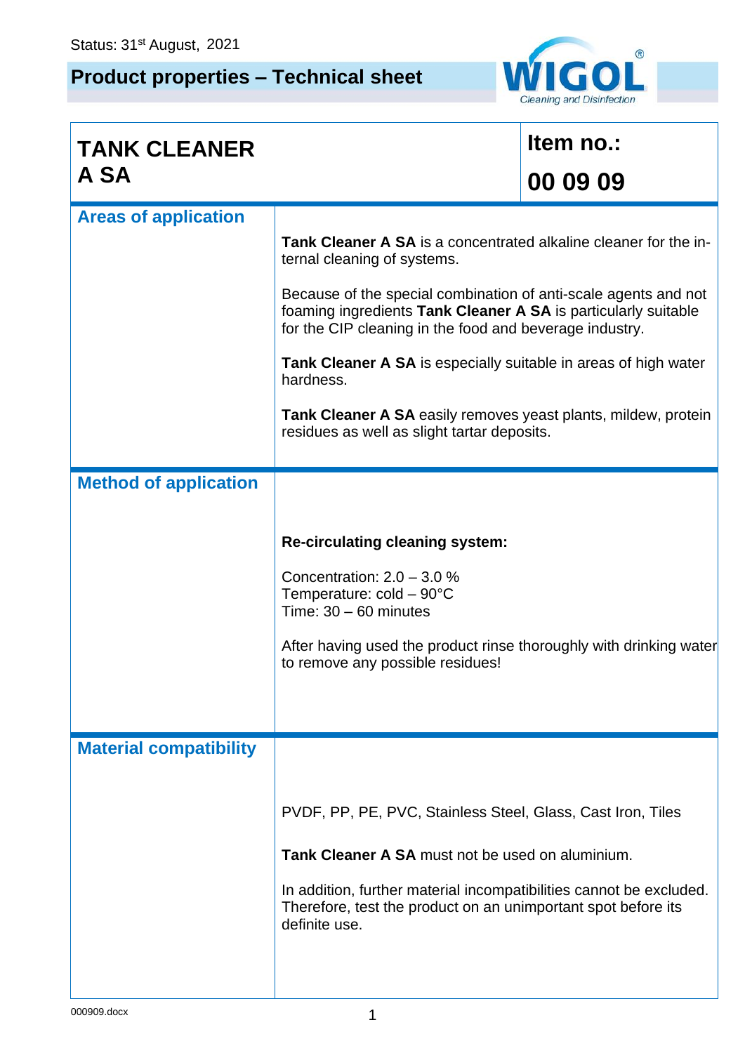Status: 31st August, 2021

## Product properties – Technical sheet

WIGOL® Cleaning and Disinfection

# TANK CLEANER A SA

**Item no.: 00 09 09**

## Areas of application

**Tank Cleaner A SA** is a concentrated alkaline cleaner for the internal cleaning of systems.

Because of the special combination of anti-scale agents and not foaming ingredients **Tank Cleaner A SA** is particularly suitable for the CIP cleaning in the food and beverage industry.

**Tank Cleaner A SA** is especially suitable in areas of high water hardness.

**Tank Cleaner A SA** easily removes yeast plants, mildew, protein residues as well as slight tartar deposits.

## Method of application

**Re-circulating cleaning system:**

Concentration: 2.0 – 3.0 %
Temperature: cold – 90°C
Time: 30 – 60 minutes

After having used the product rinse thoroughly with drinking water to remove any possible residues!

## Material compatibility

PVDF, PP, PE, PVC, Stainless Steel, Glass, Cast Iron, Tiles

**Tank Cleaner A SA** must not be used on aluminium.

In addition, further material incompatibilities cannot be excluded. Therefore, test the product on an unimportant spot before its definite use.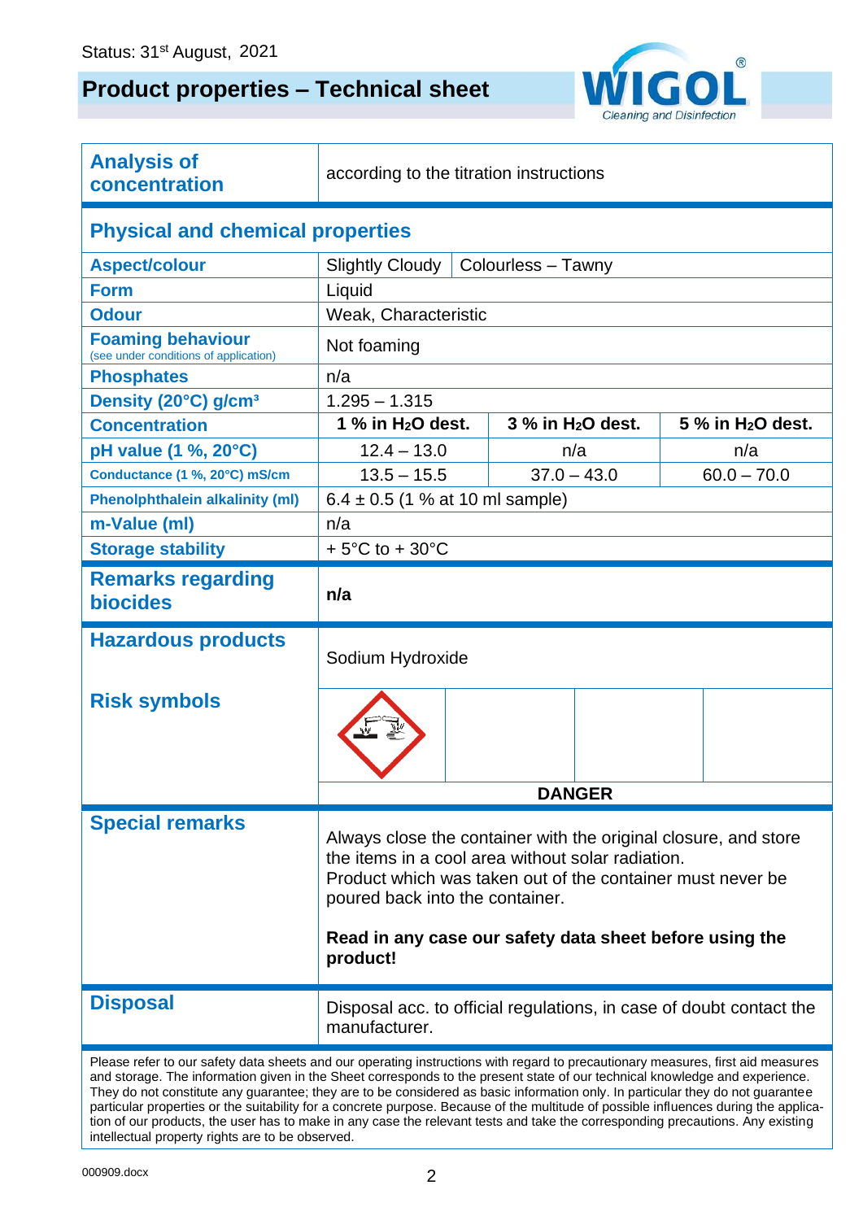Status: 31st August, 2021

# Product properties – Technical sheet

WIGOL® Cleaning and Disinfection

| | | | |
|---|---|---|---|
| **Analysis of concentration** | according to the titration instructions | | |
| **Physical and chemical properties** | | | |
| **Aspect/colour** | Slightly Cloudy | Colourless – Tawny | |
| **Form** | Liquid | | |
| **Odour** | Weak, Characteristic | | |
| **Foaming behaviour** (see under conditions of application) | Not foaming | | |
| **Phosphates** | n/a | | |
| **Density (20°C) g/cm³** | 1.295 – 1.315 | | |
| **Concentration** | **1 % in $H_2O$ dest.** | **3 % in $H_2O$ dest.** | **5 % in $H_2O$ dest.** |
| **pH value (1 %, 20°C)** | 12.4 – 13.0 | n/a | n/a |
| **Conductance (1 %, 20°C) mS/cm** | 13.5 – 15.5 | 37.0 – 43.0 | 60.0 – 70.0 |
| **Phenolphthalein alkalinity (ml)** | 6.4 ± 0.5 (1 % at 10 ml sample) | | |
| **m-Value (ml)** | n/a | | |
| **Storage stability** | + 5°C to + 30°C | | |
| **Remarks regarding biocides** | **n/a** | | |
| **Hazardous products** | Sodium Hydroxide | | |
| **Risk symbols** | | | |
| | **DANGER** | | |
| **Special remarks** | Always close the container with the original closure, and store the items in a cool area without solar radiation. Product which was taken out of the container must never be poured back into the container. **Read in any case our safety data sheet before using the product!** | | |
| **Disposal** | Disposal acc. to official regulations, in case of doubt contact the manufacturer. | | |

Please refer to our safety data sheets and our operating instructions with regard to precautionary measures, first aid measures and storage. The information given in the Sheet corresponds to the present state of our technical knowledge and experience. They do not constitute any guarantee; they are to be considered as basic information only. In particular they do not guarantee particular properties or the suitability for a concrete purpose. Because of the multitude of possible influences during the application of our products, the user has to make in any case the relevant tests and take the corresponding precautions. Any existing intellectual property rights are to be observed.

000909.docx